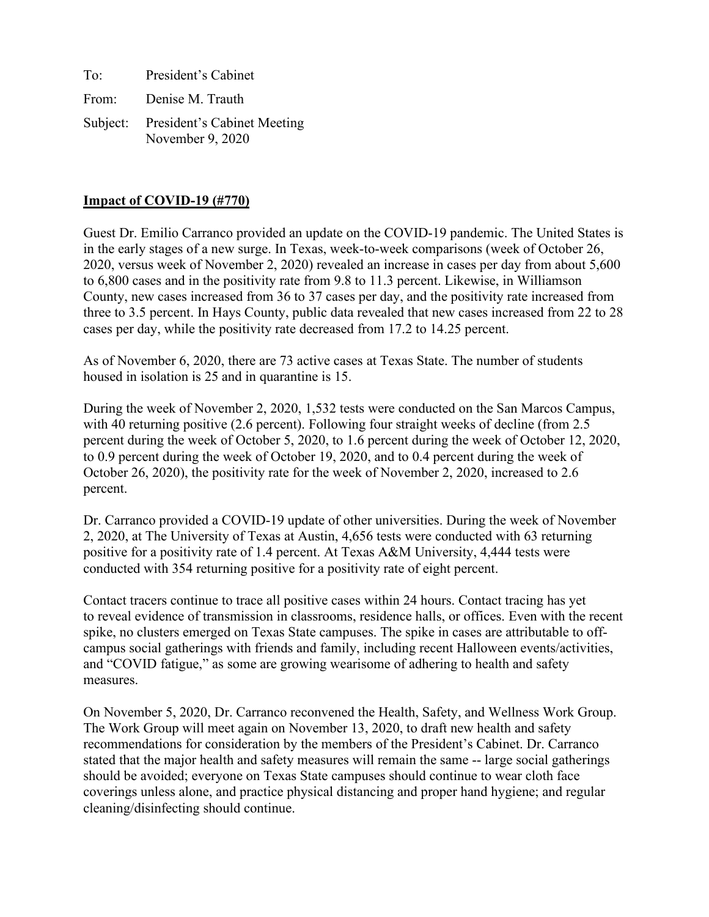To: President's Cabinet

From: Denise M. Trauth

Subject: President's Cabinet Meeting
November 9, 2020

**Impact of COVID-19 (#770)**

Guest Dr. Emilio Carranco provided an update on the COVID-19 pandemic. The United States is in the early stages of a new surge. In Texas, week-to-week comparisons (week of October 26, 2020, versus week of November 2, 2020) revealed an increase in cases per day from about 5,600 to 6,800 cases and in the positivity rate from 9.8 to 11.3 percent. Likewise, in Williamson County, new cases increased from 36 to 37 cases per day, and the positivity rate increased from three to 3.5 percent. In Hays County, public data revealed that new cases increased from 22 to 28 cases per day, while the positivity rate decreased from 17.2 to 14.25 percent.

As of November 6, 2020, there are 73 active cases at Texas State. The number of students housed in isolation is 25 and in quarantine is 15.

During the week of November 2, 2020, 1,532 tests were conducted on the San Marcos Campus, with 40 returning positive (2.6 percent). Following four straight weeks of decline (from 2.5 percent during the week of October 5, 2020, to 1.6 percent during the week of October 12, 2020, to 0.9 percent during the week of October 19, 2020, and to 0.4 percent during the week of October 26, 2020), the positivity rate for the week of November 2, 2020, increased to 2.6 percent.

Dr. Carranco provided a COVID-19 update of other universities. During the week of November 2, 2020, at The University of Texas at Austin, 4,656 tests were conducted with 63 returning positive for a positivity rate of 1.4 percent. At Texas A&M University, 4,444 tests were conducted with 354 returning positive for a positivity rate of eight percent.

Contact tracers continue to trace all positive cases within 24 hours. Contact tracing has yet to reveal evidence of transmission in classrooms, residence halls, or offices. Even with the recent spike, no clusters emerged on Texas State campuses. The spike in cases are attributable to off-campus social gatherings with friends and family, including recent Halloween events/activities, and "COVID fatigue," as some are growing wearisome of adhering to health and safety measures.

On November 5, 2020, Dr. Carranco reconvened the Health, Safety, and Wellness Work Group. The Work Group will meet again on November 13, 2020, to draft new health and safety recommendations for consideration by the members of the President's Cabinet. Dr. Carranco stated that the major health and safety measures will remain the same -- large social gatherings should be avoided; everyone on Texas State campuses should continue to wear cloth face coverings unless alone, and practice physical distancing and proper hand hygiene; and regular cleaning/disinfecting should continue.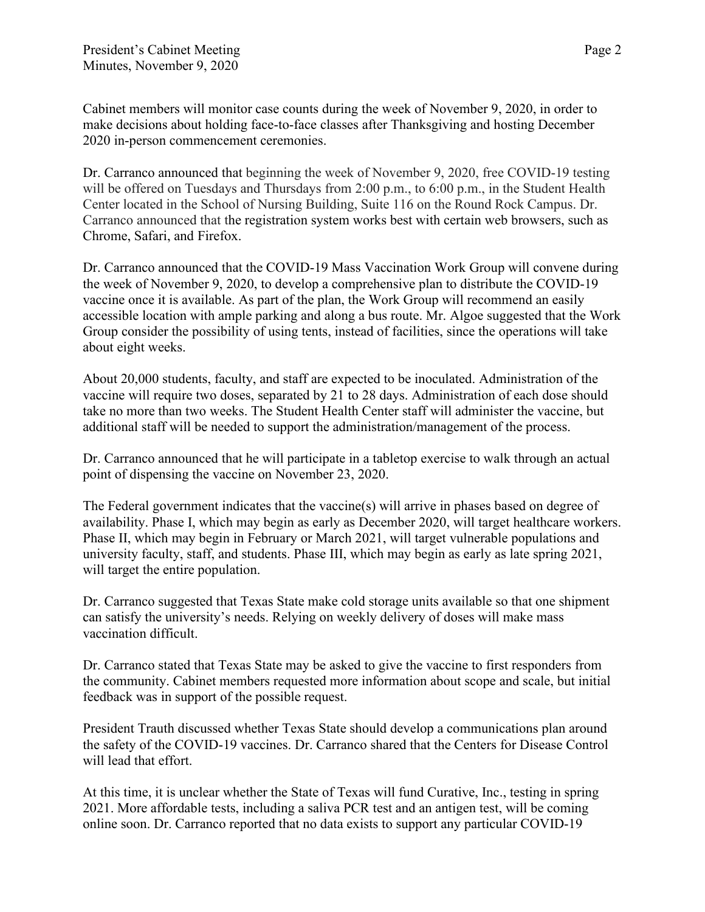Cabinet members will monitor case counts during the week of November 9, 2020, in order to make decisions about holding face-to-face classes after Thanksgiving and hosting December 2020 in-person commencement ceremonies.

Dr. Carranco announced that beginning the week of November 9, 2020, free COVID-19 testing will be offered on Tuesdays and Thursdays from 2:00 p.m., to 6:00 p.m., in the Student Health Center located in the School of Nursing Building, Suite 116 on the Round Rock Campus. Dr. Carranco announced that the registration system works best with certain web browsers, such as Chrome, Safari, and Firefox.

Dr. Carranco announced that the COVID-19 Mass Vaccination Work Group will convene during the week of November 9, 2020, to develop a comprehensive plan to distribute the COVID-19 vaccine once it is available. As part of the plan, the Work Group will recommend an easily accessible location with ample parking and along a bus route. Mr. Algoe suggested that the Work Group consider the possibility of using tents, instead of facilities, since the operations will take about eight weeks.

About 20,000 students, faculty, and staff are expected to be inoculated. Administration of the vaccine will require two doses, separated by 21 to 28 days. Administration of each dose should take no more than two weeks. The Student Health Center staff will administer the vaccine, but additional staff will be needed to support the administration/management of the process.

Dr. Carranco announced that he will participate in a tabletop exercise to walk through an actual point of dispensing the vaccine on November 23, 2020.

The Federal government indicates that the vaccine(s) will arrive in phases based on degree of availability. Phase I, which may begin as early as December 2020, will target healthcare workers. Phase II, which may begin in February or March 2021, will target vulnerable populations and university faculty, staff, and students. Phase III, which may begin as early as late spring 2021, will target the entire population.

Dr. Carranco suggested that Texas State make cold storage units available so that one shipment can satisfy the university's needs. Relying on weekly delivery of doses will make mass vaccination difficult.

Dr. Carranco stated that Texas State may be asked to give the vaccine to first responders from the community. Cabinet members requested more information about scope and scale, but initial feedback was in support of the possible request.

President Trauth discussed whether Texas State should develop a communications plan around the safety of the COVID-19 vaccines. Dr. Carranco shared that the Centers for Disease Control will lead that effort.

At this time, it is unclear whether the State of Texas will fund Curative, Inc., testing in spring 2021. More affordable tests, including a saliva PCR test and an antigen test, will be coming online soon. Dr. Carranco reported that no data exists to support any particular COVID-19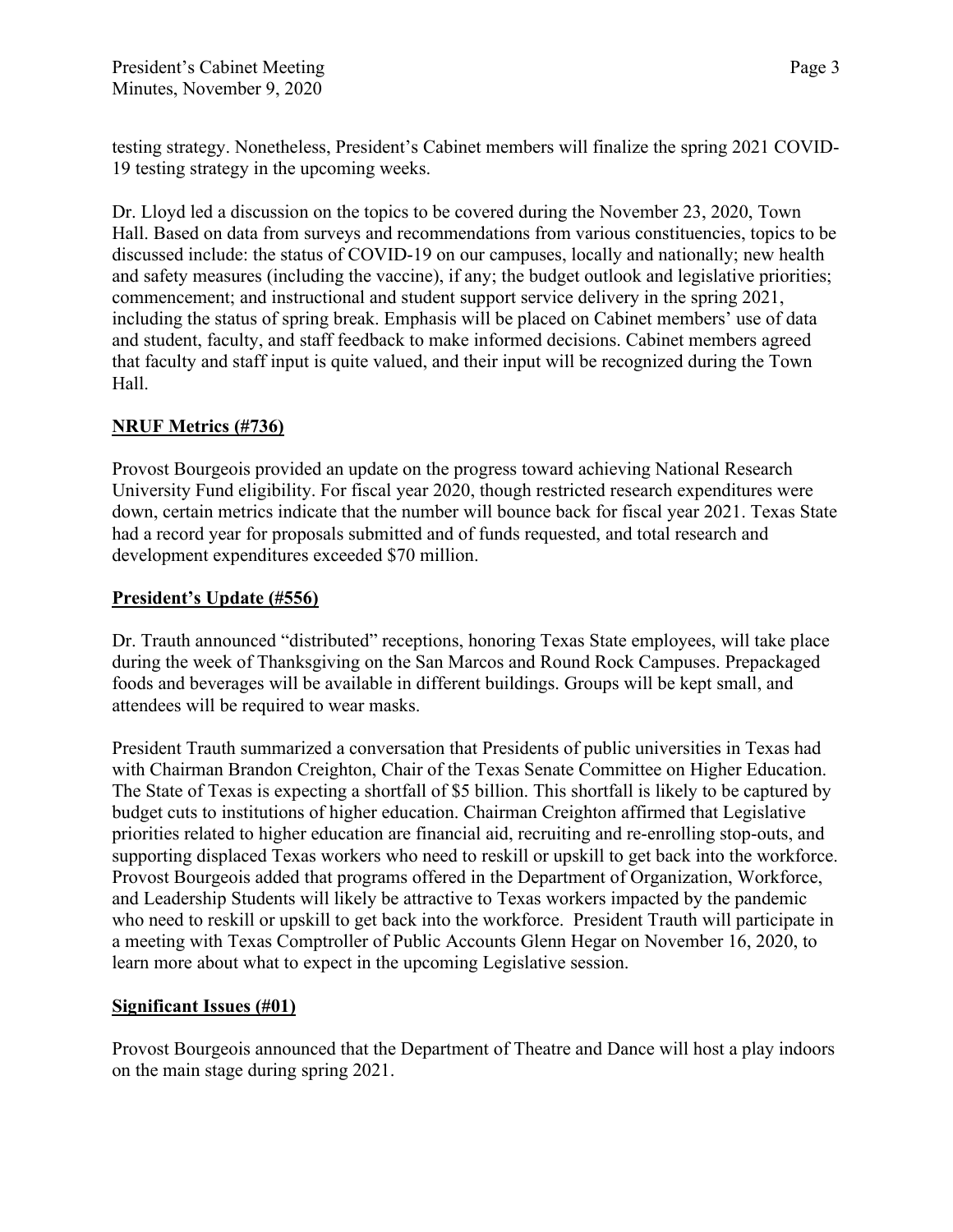testing strategy. Nonetheless, President's Cabinet members will finalize the spring 2021 COVID-19 testing strategy in the upcoming weeks.

Dr. Lloyd led a discussion on the topics to be covered during the November 23, 2020, Town Hall. Based on data from surveys and recommendations from various constituencies, topics to be discussed include: the status of COVID-19 on our campuses, locally and nationally; new health and safety measures (including the vaccine), if any; the budget outlook and legislative priorities; commencement; and instructional and student support service delivery in the spring 2021, including the status of spring break. Emphasis will be placed on Cabinet members' use of data and student, faculty, and staff feedback to make informed decisions. Cabinet members agreed that faculty and staff input is quite valued, and their input will be recognized during the Town Hall.

**NRUF Metrics (#736)**

Provost Bourgeois provided an update on the progress toward achieving National Research University Fund eligibility. For fiscal year 2020, though restricted research expenditures were down, certain metrics indicate that the number will bounce back for fiscal year 2021. Texas State had a record year for proposals submitted and of funds requested, and total research and development expenditures exceeded $70 million.

**President's Update (#556)**

Dr. Trauth announced "distributed" receptions, honoring Texas State employees, will take place during the week of Thanksgiving on the San Marcos and Round Rock Campuses. Prepackaged foods and beverages will be available in different buildings. Groups will be kept small, and attendees will be required to wear masks.

President Trauth summarized a conversation that Presidents of public universities in Texas had with Chairman Brandon Creighton, Chair of the Texas Senate Committee on Higher Education. The State of Texas is expecting a shortfall of $5 billion. This shortfall is likely to be captured by budget cuts to institutions of higher education. Chairman Creighton affirmed that Legislative priorities related to higher education are financial aid, recruiting and re-enrolling stop-outs, and supporting displaced Texas workers who need to reskill or upskill to get back into the workforce. Provost Bourgeois added that programs offered in the Department of Organization, Workforce, and Leadership Students will likely be attractive to Texas workers impacted by the pandemic who need to reskill or upskill to get back into the workforce. President Trauth will participate in a meeting with Texas Comptroller of Public Accounts Glenn Hegar on November 16, 2020, to learn more about what to expect in the upcoming Legislative session.

**Significant Issues (#01)**

Provost Bourgeois announced that the Department of Theatre and Dance will host a play indoors on the main stage during spring 2021.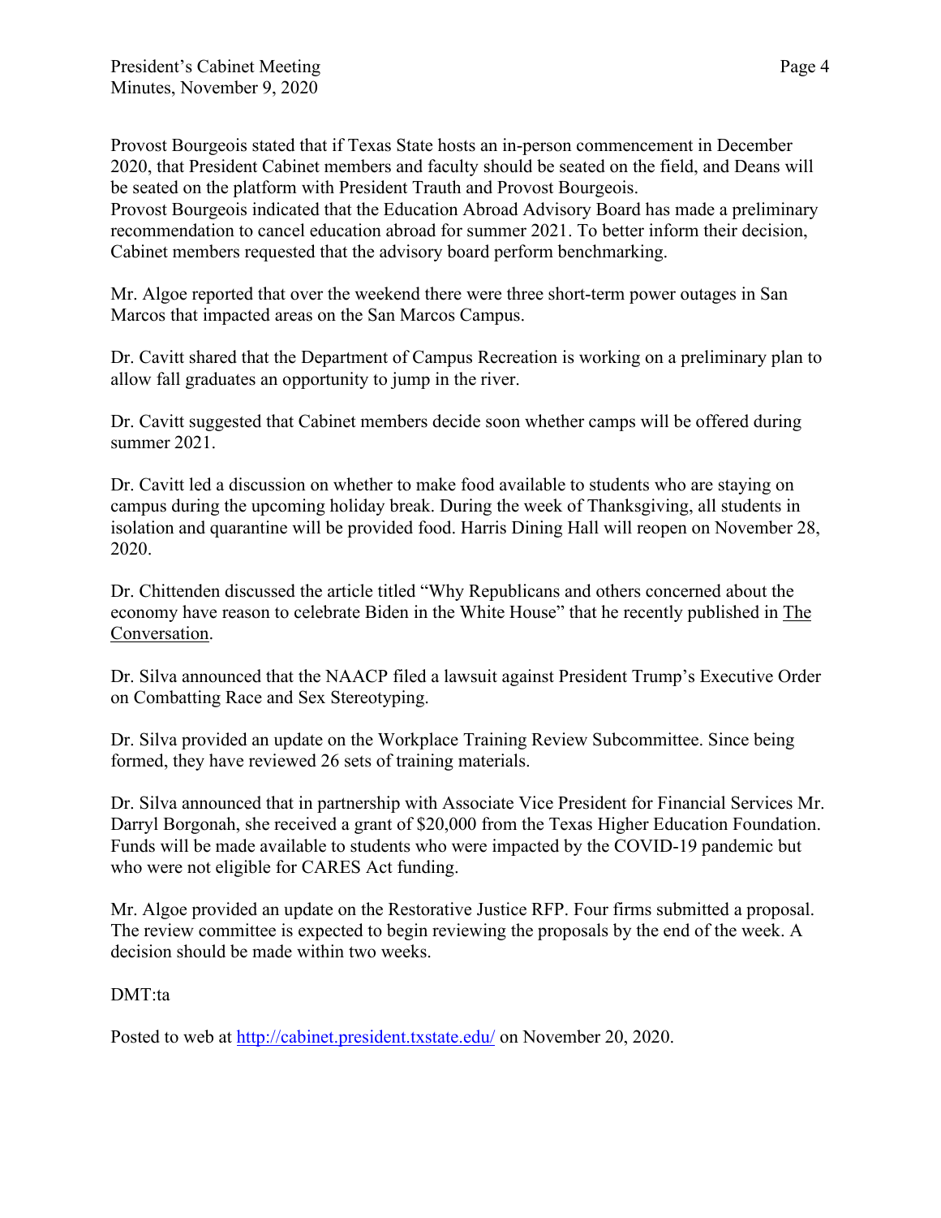Provost Bourgeois stated that if Texas State hosts an in-person commencement in December 2020, that President Cabinet members and faculty should be seated on the field, and Deans will be seated on the platform with President Trauth and Provost Bourgeois.
Provost Bourgeois indicated that the Education Abroad Advisory Board has made a preliminary recommendation to cancel education abroad for summer 2021. To better inform their decision, Cabinet members requested that the advisory board perform benchmarking.

Mr. Algoe reported that over the weekend there were three short-term power outages in San Marcos that impacted areas on the San Marcos Campus.

Dr. Cavitt shared that the Department of Campus Recreation is working on a preliminary plan to allow fall graduates an opportunity to jump in the river.

Dr. Cavitt suggested that Cabinet members decide soon whether camps will be offered during summer 2021.

Dr. Cavitt led a discussion on whether to make food available to students who are staying on campus during the upcoming holiday break. During the week of Thanksgiving, all students in isolation and quarantine will be provided food. Harris Dining Hall will reopen on November 28, 2020.

Dr. Chittenden discussed the article titled "Why Republicans and others concerned about the economy have reason to celebrate Biden in the White House" that he recently published in The Conversation.

Dr. Silva announced that the NAACP filed a lawsuit against President Trump's Executive Order on Combatting Race and Sex Stereotyping.

Dr. Silva provided an update on the Workplace Training Review Subcommittee. Since being formed, they have reviewed 26 sets of training materials.

Dr. Silva announced that in partnership with Associate Vice President for Financial Services Mr. Darryl Borgonah, she received a grant of $20,000 from the Texas Higher Education Foundation. Funds will be made available to students who were impacted by the COVID-19 pandemic but who were not eligible for CARES Act funding.

Mr. Algoe provided an update on the Restorative Justice RFP. Four firms submitted a proposal. The review committee is expected to begin reviewing the proposals by the end of the week. A decision should be made within two weeks.

DMT:ta

Posted to web at http://cabinet.president.txstate.edu/ on November 20, 2020.